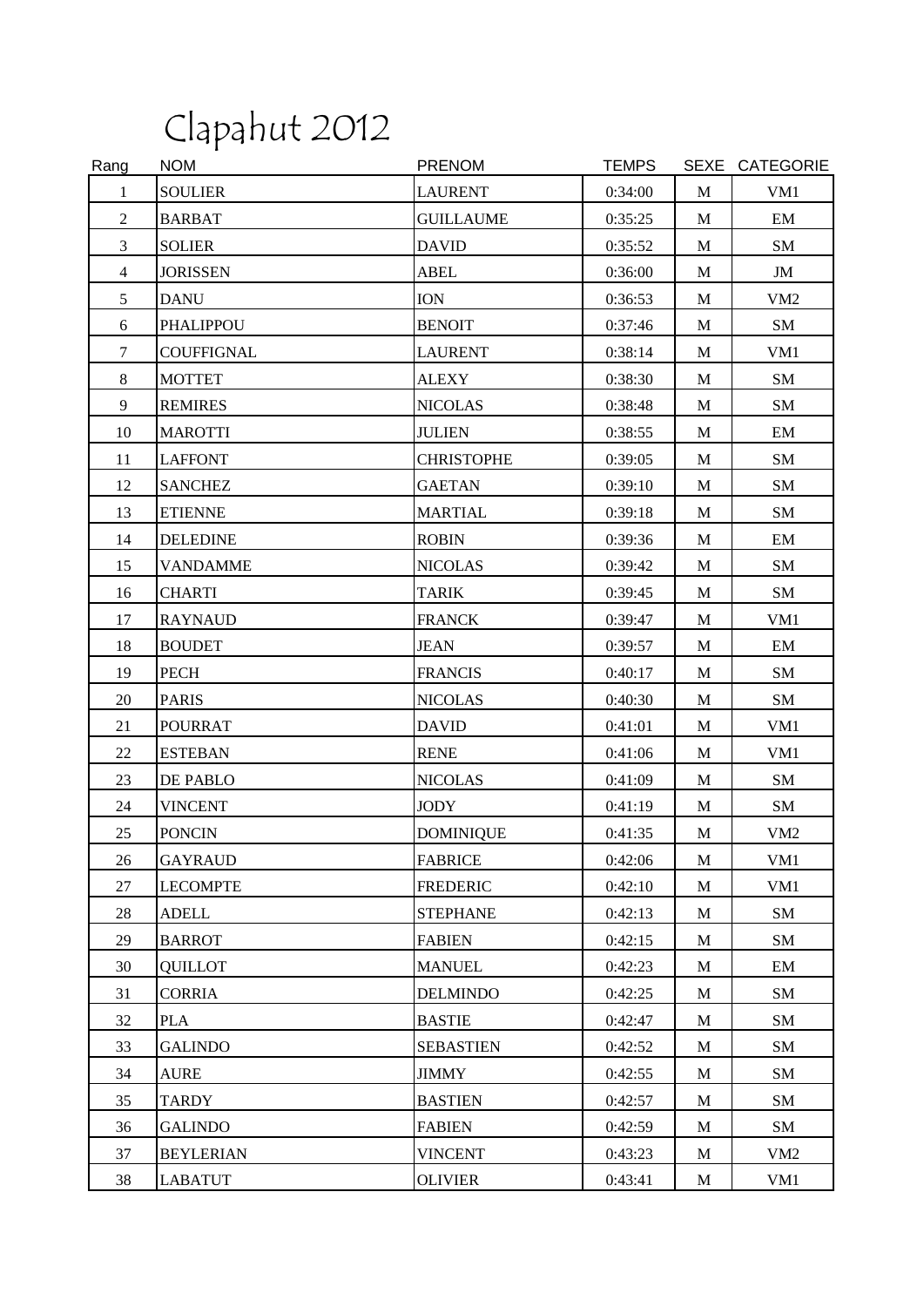# Clapahut 2012

| Rang | NOM | PRENOM | TEMPS | SEXE | CATEGORIE |
|---|---|---|---|---|---|
| 1 | SOULIER | LAURENT | 0:34:00 | M | VM1 |
| 2 | BARBAT | GUILLAUME | 0:35:25 | M | EM |
| 3 | SOLIER | DAVID | 0:35:52 | M | SM |
| 4 | JORISSEN | ABEL | 0:36:00 | M | JM |
| 5 | DANU | ION | 0:36:53 | M | VM2 |
| 6 | PHALIPPOU | BENOIT | 0:37:46 | M | SM |
| 7 | COUFFIGNAL | LAURENT | 0:38:14 | M | VM1 |
| 8 | MOTTET | ALEXY | 0:38:30 | M | SM |
| 9 | REMIRES | NICOLAS | 0:38:48 | M | SM |
| 10 | MAROTTI | JULIEN | 0:38:55 | M | EM |
| 11 | LAFFONT | CHRISTOPHE | 0:39:05 | M | SM |
| 12 | SANCHEZ | GAETAN | 0:39:10 | M | SM |
| 13 | ETIENNE | MARTIAL | 0:39:18 | M | SM |
| 14 | DELEDINE | ROBIN | 0:39:36 | M | EM |
| 15 | VANDAMME | NICOLAS | 0:39:42 | M | SM |
| 16 | CHARTI | TARIK | 0:39:45 | M | SM |
| 17 | RAYNAUD | FRANCK | 0:39:47 | M | VM1 |
| 18 | BOUDET | JEAN | 0:39:57 | M | EM |
| 19 | PECH | FRANCIS | 0:40:17 | M | SM |
| 20 | PARIS | NICOLAS | 0:40:30 | M | SM |
| 21 | POURRAT | DAVID | 0:41:01 | M | VM1 |
| 22 | ESTEBAN | RENE | 0:41:06 | M | VM1 |
| 23 | DE PABLO | NICOLAS | 0:41:09 | M | SM |
| 24 | VINCENT | JODY | 0:41:19 | M | SM |
| 25 | PONCIN | DOMINIQUE | 0:41:35 | M | VM2 |
| 26 | GAYRAUD | FABRICE | 0:42:06 | M | VM1 |
| 27 | LECOMPTE | FREDERIC | 0:42:10 | M | VM1 |
| 28 | ADELL | STEPHANE | 0:42:13 | M | SM |
| 29 | BARROT | FABIEN | 0:42:15 | M | SM |
| 30 | QUILLOT | MANUEL | 0:42:23 | M | EM |
| 31 | CORRIA | DELMINDO | 0:42:25 | M | SM |
| 32 | PLA | BASTIE | 0:42:47 | M | SM |
| 33 | GALINDO | SEBASTIEN | 0:42:52 | M | SM |
| 34 | AURE | JIMMY | 0:42:55 | M | SM |
| 35 | TARDY | BASTIEN | 0:42:57 | M | SM |
| 36 | GALINDO | FABIEN | 0:42:59 | M | SM |
| 37 | BEYLERIAN | VINCENT | 0:43:23 | M | VM2 |
| 38 | LABATUT | OLIVIER | 0:43:41 | M | VM1 |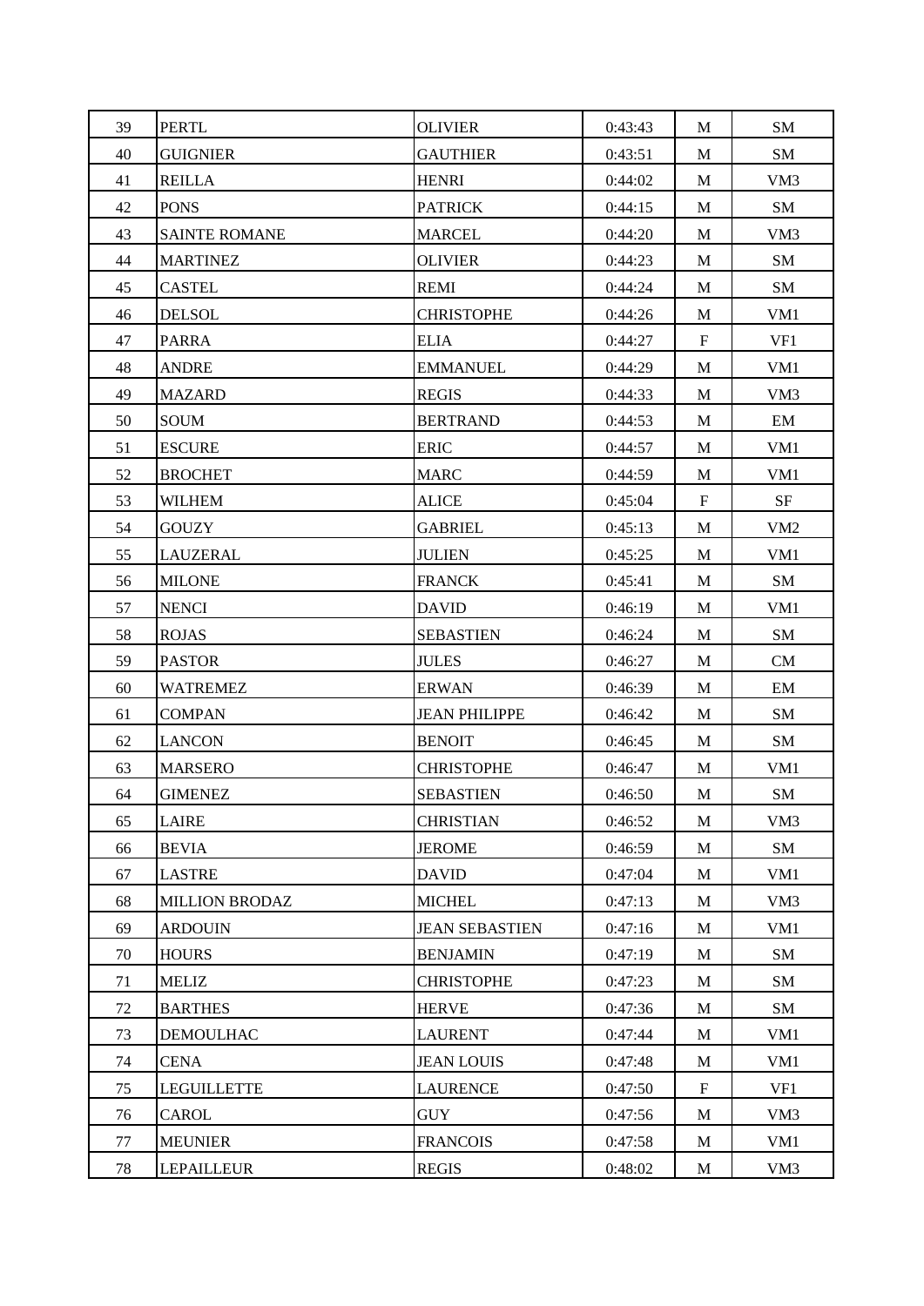| 39 | PERTL | OLIVIER | 0:43:43 | M | SM |
|---|---|---|---|---|---|
| 40 | GUIGNIER | GAUTHIER | 0:43:51 | M | SM |
| 41 | REILLA | HENRI | 0:44:02 | M | VM3 |
| 42 | PONS | PATRICK | 0:44:15 | M | SM |
| 43 | SAINTE ROMANE | MARCEL | 0:44:20 | M | VM3 |
| 44 | MARTINEZ | OLIVIER | 0:44:23 | M | SM |
| 45 | CASTEL | REMI | 0:44:24 | M | SM |
| 46 | DELSOL | CHRISTOPHE | 0:44:26 | M | VM1 |
| 47 | PARRA | ELIA | 0:44:27 | F | VF1 |
| 48 | ANDRE | EMMANUEL | 0:44:29 | M | VM1 |
| 49 | MAZARD | REGIS | 0:44:33 | M | VM3 |
| 50 | SOUM | BERTRAND | 0:44:53 | M | EM |
| 51 | ESCURE | ERIC | 0:44:57 | M | VM1 |
| 52 | BROCHET | MARC | 0:44:59 | M | VM1 |
| 53 | WILHEM | ALICE | 0:45:04 | F | SF |
| 54 | GOUZY | GABRIEL | 0:45:13 | M | VM2 |
| 55 | LAUZERAL | JULIEN | 0:45:25 | M | VM1 |
| 56 | MILONE | FRANCK | 0:45:41 | M | SM |
| 57 | NENCI | DAVID | 0:46:19 | M | VM1 |
| 58 | ROJAS | SEBASTIEN | 0:46:24 | M | SM |
| 59 | PASTOR | JULES | 0:46:27 | M | CM |
| 60 | WATREMEZ | ERWAN | 0:46:39 | M | EM |
| 61 | COMPAN | JEAN PHILIPPE | 0:46:42 | M | SM |
| 62 | LANCON | BENOIT | 0:46:45 | M | SM |
| 63 | MARSERO | CHRISTOPHE | 0:46:47 | M | VM1 |
| 64 | GIMENEZ | SEBASTIEN | 0:46:50 | M | SM |
| 65 | LAIRE | CHRISTIAN | 0:46:52 | M | VM3 |
| 66 | BEVIA | JEROME | 0:46:59 | M | SM |
| 67 | LASTRE | DAVID | 0:47:04 | M | VM1 |
| 68 | MILLION BRODAZ | MICHEL | 0:47:13 | M | VM3 |
| 69 | ARDOUIN | JEAN SEBASTIEN | 0:47:16 | M | VM1 |
| 70 | HOURS | BENJAMIN | 0:47:19 | M | SM |
| 71 | MELIZ | CHRISTOPHE | 0:47:23 | M | SM |
| 72 | BARTHES | HERVE | 0:47:36 | M | SM |
| 73 | DEMOULHAC | LAURENT | 0:47:44 | M | VM1 |
| 74 | CENA | JEAN LOUIS | 0:47:48 | M | VM1 |
| 75 | LEGUILLETTE | LAURENCE | 0:47:50 | F | VF1 |
| 76 | CAROL | GUY | 0:47:56 | M | VM3 |
| 77 | MEUNIER | FRANCOIS | 0:47:58 | M | VM1 |
| 78 | LEPAILLEUR | REGIS | 0:48:02 | M | VM3 |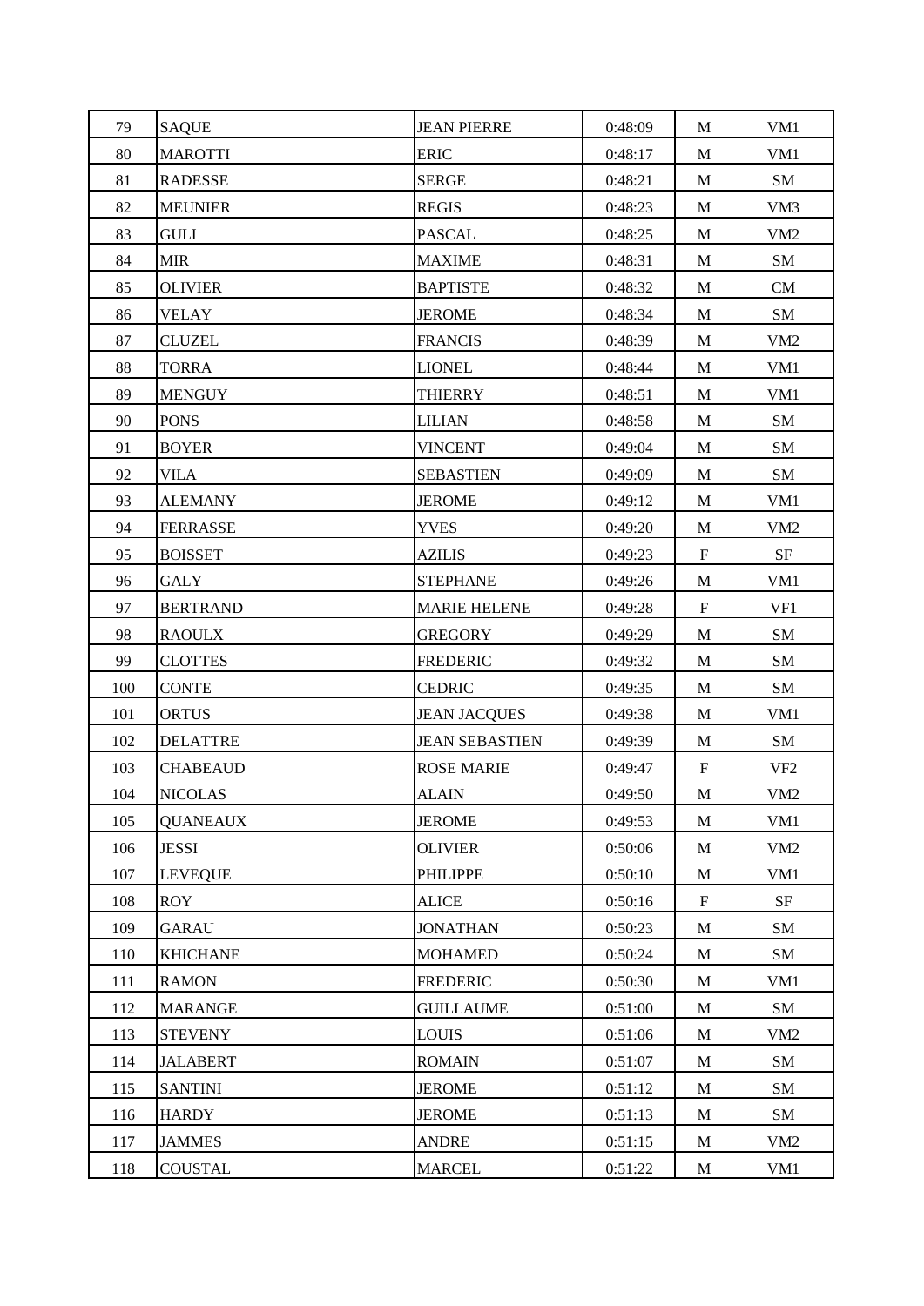| | | | | | |
|---|---|---|---|---|---|
| 79 | SAQUE | JEAN PIERRE | 0:48:09 | M | VM1 |
| 80 | MAROTTI | ERIC | 0:48:17 | M | VM1 |
| 81 | RADESSE | SERGE | 0:48:21 | M | SM |
| 82 | MEUNIER | REGIS | 0:48:23 | M | VM3 |
| 83 | GULI | PASCAL | 0:48:25 | M | VM2 |
| 84 | MIR | MAXIME | 0:48:31 | M | SM |
| 85 | OLIVIER | BAPTISTE | 0:48:32 | M | CM |
| 86 | VELAY | JEROME | 0:48:34 | M | SM |
| 87 | CLUZEL | FRANCIS | 0:48:39 | M | VM2 |
| 88 | TORRA | LIONEL | 0:48:44 | M | VM1 |
| 89 | MENGUY | THIERRY | 0:48:51 | M | VM1 |
| 90 | PONS | LILIAN | 0:48:58 | M | SM |
| 91 | BOYER | VINCENT | 0:49:04 | M | SM |
| 92 | VILA | SEBASTIEN | 0:49:09 | M | SM |
| 93 | ALEMANY | JEROME | 0:49:12 | M | VM1 |
| 94 | FERRASSE | YVES | 0:49:20 | M | VM2 |
| 95 | BOISSET | AZILIS | 0:49:23 | F | SF |
| 96 | GALY | STEPHANE | 0:49:26 | M | VM1 |
| 97 | BERTRAND | MARIE HELENE | 0:49:28 | F | VF1 |
| 98 | RAOULX | GREGORY | 0:49:29 | M | SM |
| 99 | CLOTTES | FREDERIC | 0:49:32 | M | SM |
| 100 | CONTE | CEDRIC | 0:49:35 | M | SM |
| 101 | ORTUS | JEAN JACQUES | 0:49:38 | M | VM1 |
| 102 | DELATTRE | JEAN SEBASTIEN | 0:49:39 | M | SM |
| 103 | CHABEAUD | ROSE MARIE | 0:49:47 | F | VF2 |
| 104 | NICOLAS | ALAIN | 0:49:50 | M | VM2 |
| 105 | QUANEAUX | JEROME | 0:49:53 | M | VM1 |
| 106 | JESSI | OLIVIER | 0:50:06 | M | VM2 |
| 107 | LEVEQUE | PHILIPPE | 0:50:10 | M | VM1 |
| 108 | ROY | ALICE | 0:50:16 | F | SF |
| 109 | GARAU | JONATHAN | 0:50:23 | M | SM |
| 110 | KHICHANE | MOHAMED | 0:50:24 | M | SM |
| 111 | RAMON | FREDERIC | 0:50:30 | M | VM1 |
| 112 | MARANGE | GUILLAUME | 0:51:00 | M | SM |
| 113 | STEVENY | LOUIS | 0:51:06 | M | VM2 |
| 114 | JALABERT | ROMAIN | 0:51:07 | M | SM |
| 115 | SANTINI | JEROME | 0:51:12 | M | SM |
| 116 | HARDY | JEROME | 0:51:13 | M | SM |
| 117 | JAMMES | ANDRE | 0:51:15 | M | VM2 |
| 118 | COUSTAL | MARCEL | 0:51:22 | M | VM1 |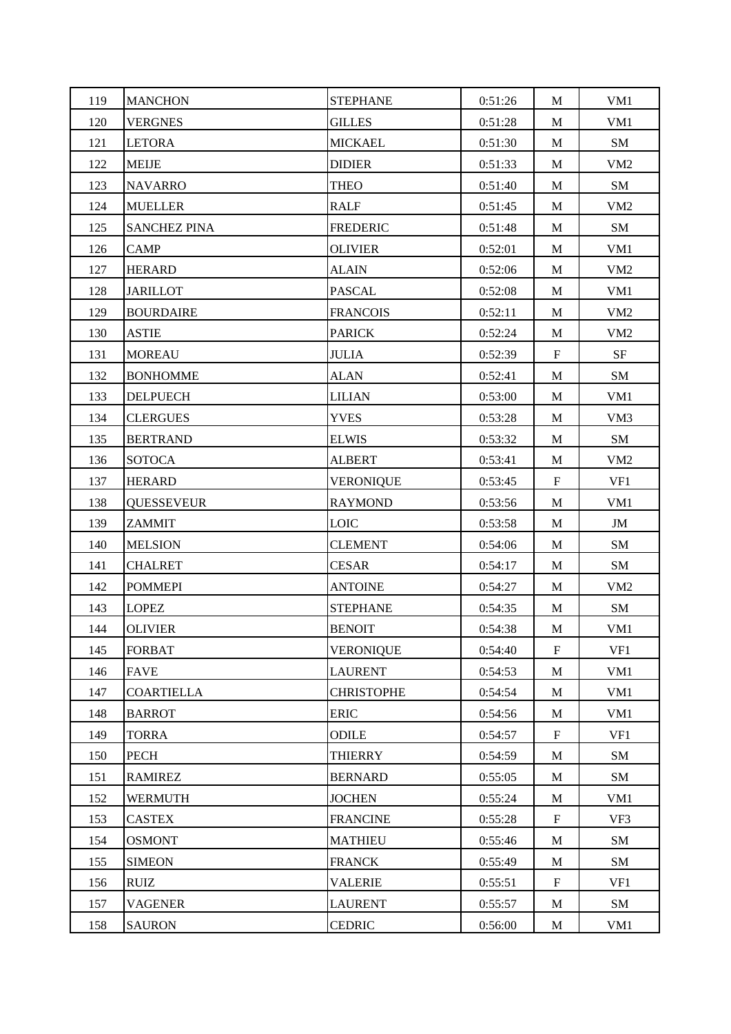| 119 | MANCHON | STEPHANE | 0:51:26 | M | VM1 |
|---|---|---|---|---|---|
| 120 | VERGNES | GILLES | 0:51:28 | M | VM1 |
| 121 | LETORA | MICKAEL | 0:51:30 | M | SM |
| 122 | MEIJE | DIDIER | 0:51:33 | M | VM2 |
| 123 | NAVARRO | THEO | 0:51:40 | M | SM |
| 124 | MUELLER | RALF | 0:51:45 | M | VM2 |
| 125 | SANCHEZ PINA | FREDERIC | 0:51:48 | M | SM |
| 126 | CAMP | OLIVIER | 0:52:01 | M | VM1 |
| 127 | HERARD | ALAIN | 0:52:06 | M | VM2 |
| 128 | JARILLOT | PASCAL | 0:52:08 | M | VM1 |
| 129 | BOURDAIRE | FRANCOIS | 0:52:11 | M | VM2 |
| 130 | ASTIE | PARICK | 0:52:24 | M | VM2 |
| 131 | MOREAU | JULIA | 0:52:39 | F | SF |
| 132 | BONHOMME | ALAN | 0:52:41 | M | SM |
| 133 | DELPUECH | LILIAN | 0:53:00 | M | VM1 |
| 134 | CLERGUES | YVES | 0:53:28 | M | VM3 |
| 135 | BERTRAND | ELWIS | 0:53:32 | M | SM |
| 136 | SOTOCA | ALBERT | 0:53:41 | M | VM2 |
| 137 | HERARD | VERONIQUE | 0:53:45 | F | VF1 |
| 138 | QUESSEVEUR | RAYMOND | 0:53:56 | M | VM1 |
| 139 | ZAMMIT | LOIC | 0:53:58 | M | JM |
| 140 | MELSION | CLEMENT | 0:54:06 | M | SM |
| 141 | CHALRET | CESAR | 0:54:17 | M | SM |
| 142 | POMMEPI | ANTOINE | 0:54:27 | M | VM2 |
| 143 | LOPEZ | STEPHANE | 0:54:35 | M | SM |
| 144 | OLIVIER | BENOIT | 0:54:38 | M | VM1 |
| 145 | FORBAT | VERONIQUE | 0:54:40 | F | VF1 |
| 146 | FAVE | LAURENT | 0:54:53 | M | VM1 |
| 147 | COARTIELLA | CHRISTOPHE | 0:54:54 | M | VM1 |
| 148 | BARROT | ERIC | 0:54:56 | M | VM1 |
| 149 | TORRA | ODILE | 0:54:57 | F | VF1 |
| 150 | PECH | THIERRY | 0:54:59 | M | SM |
| 151 | RAMIREZ | BERNARD | 0:55:05 | M | SM |
| 152 | WERMUTH | JOCHEN | 0:55:24 | M | VM1 |
| 153 | CASTEX | FRANCINE | 0:55:28 | F | VF3 |
| 154 | OSMONT | MATHIEU | 0:55:46 | M | SM |
| 155 | SIMEON | FRANCK | 0:55:49 | M | SM |
| 156 | RUIZ | VALERIE | 0:55:51 | F | VF1 |
| 157 | VAGENER | LAURENT | 0:55:57 | M | SM |
| 158 | SAURON | CEDRIC | 0:56:00 | M | VM1 |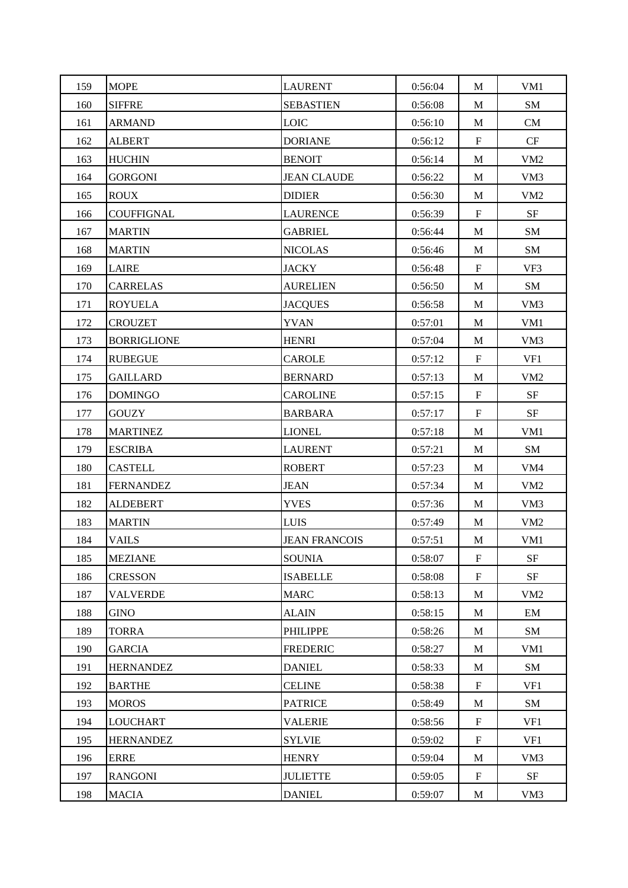| 159 | MOPE | LAURENT | 0:56:04 | M | VM1 |
|---|---|---|---|---|---|
| 160 | SIFFRE | SEBASTIEN | 0:56:08 | M | SM |
| 161 | ARMAND | LOIC | 0:56:10 | M | CM |
| 162 | ALBERT | DORIANE | 0:56:12 | F | CF |
| 163 | HUCHIN | BENOIT | 0:56:14 | M | VM2 |
| 164 | GORGONI | JEAN CLAUDE | 0:56:22 | M | VM3 |
| 165 | ROUX | DIDIER | 0:56:30 | M | VM2 |
| 166 | COUFFIGNAL | LAURENCE | 0:56:39 | F | SF |
| 167 | MARTIN | GABRIEL | 0:56:44 | M | SM |
| 168 | MARTIN | NICOLAS | 0:56:46 | M | SM |
| 169 | LAIRE | JACKY | 0:56:48 | F | VF3 |
| 170 | CARRELAS | AURELIEN | 0:56:50 | M | SM |
| 171 | ROYUELA | JACQUES | 0:56:58 | M | VM3 |
| 172 | CROUZET | YVAN | 0:57:01 | M | VM1 |
| 173 | BORRIGLIONE | HENRI | 0:57:04 | M | VM3 |
| 174 | RUBEGUE | CAROLE | 0:57:12 | F | VF1 |
| 175 | GAILLARD | BERNARD | 0:57:13 | M | VM2 |
| 176 | DOMINGO | CAROLINE | 0:57:15 | F | SF |
| 177 | GOUZY | BARBARA | 0:57:17 | F | SF |
| 178 | MARTINEZ | LIONEL | 0:57:18 | M | VM1 |
| 179 | ESCRIBA | LAURENT | 0:57:21 | M | SM |
| 180 | CASTELL | ROBERT | 0:57:23 | M | VM4 |
| 181 | FERNANDEZ | JEAN | 0:57:34 | M | VM2 |
| 182 | ALDEBERT | YVES | 0:57:36 | M | VM3 |
| 183 | MARTIN | LUIS | 0:57:49 | M | VM2 |
| 184 | VAILS | JEAN FRANCOIS | 0:57:51 | M | VM1 |
| 185 | MEZIANE | SOUNIA | 0:58:07 | F | SF |
| 186 | CRESSON | ISABELLE | 0:58:08 | F | SF |
| 187 | VALVERDE | MARC | 0:58:13 | M | VM2 |
| 188 | GINO | ALAIN | 0:58:15 | M | EM |
| 189 | TORRA | PHILIPPE | 0:58:26 | M | SM |
| 190 | GARCIA | FREDERIC | 0:58:27 | M | VM1 |
| 191 | HERNANDEZ | DANIEL | 0:58:33 | M | SM |
| 192 | BARTHE | CELINE | 0:58:38 | F | VF1 |
| 193 | MOROS | PATRICE | 0:58:49 | M | SM |
| 194 | LOUCHART | VALERIE | 0:58:56 | F | VF1 |
| 195 | HERNANDEZ | SYLVIE | 0:59:02 | F | VF1 |
| 196 | ERRE | HENRY | 0:59:04 | M | VM3 |
| 197 | RANGONI | JULIETTE | 0:59:05 | F | SF |
| 198 | MACIA | DANIEL | 0:59:07 | M | VM3 |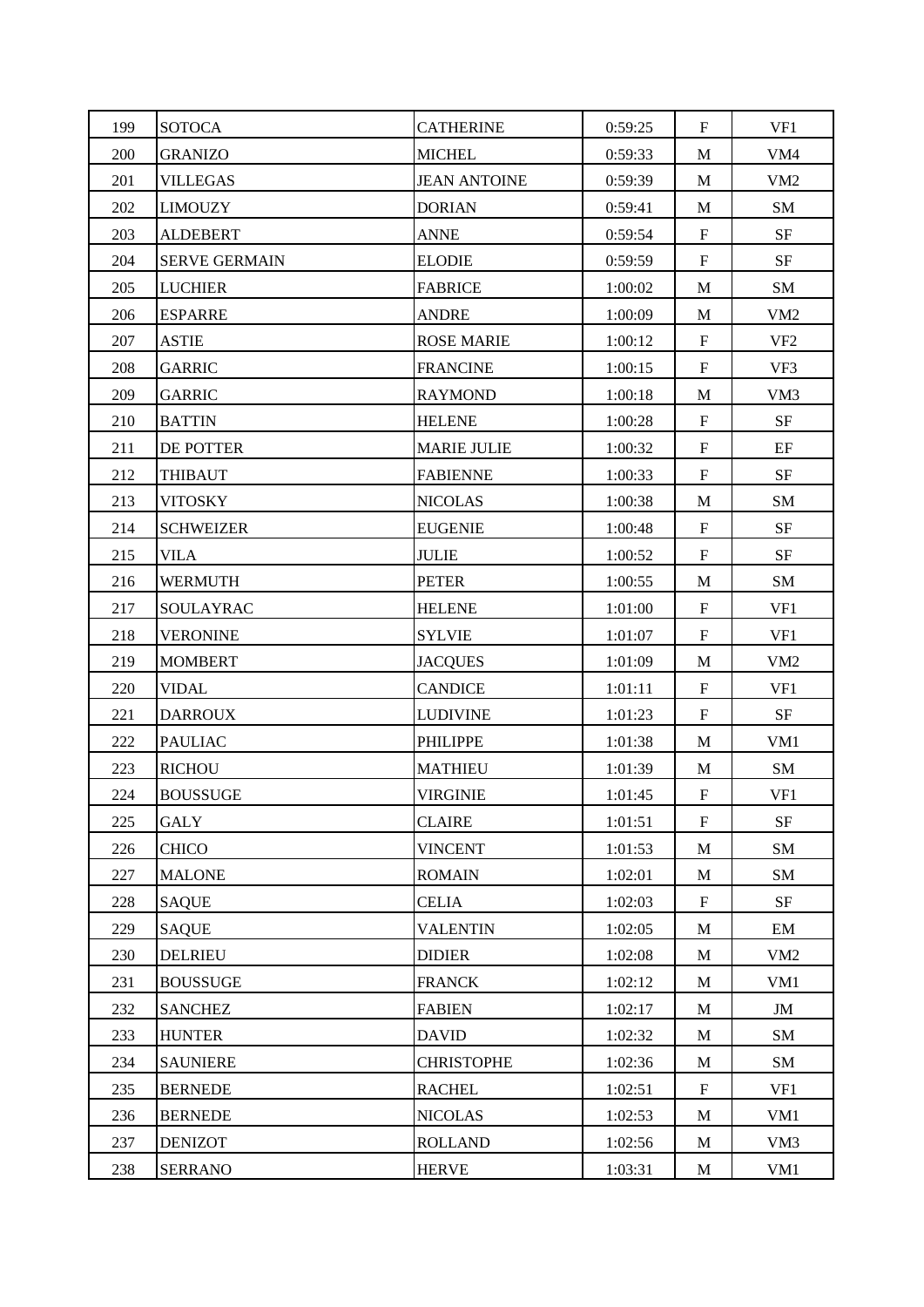| 199 | SOTOCA | CATHERINE | 0:59:25 | F | VF1 |
|---|---|---|---|---|---|
| 200 | GRANIZO | MICHEL | 0:59:33 | M | VM4 |
| 201 | VILLEGAS | JEAN ANTOINE | 0:59:39 | M | VM2 |
| 202 | LIMOUZY | DORIAN | 0:59:41 | M | SM |
| 203 | ALDEBERT | ANNE | 0:59:54 | F | SF |
| 204 | SERVE GERMAIN | ELODIE | 0:59:59 | F | SF |
| 205 | LUCHIER | FABRICE | 1:00:02 | M | SM |
| 206 | ESPARRE | ANDRE | 1:00:09 | M | VM2 |
| 207 | ASTIE | ROSE MARIE | 1:00:12 | F | VF2 |
| 208 | GARRIC | FRANCINE | 1:00:15 | F | VF3 |
| 209 | GARRIC | RAYMOND | 1:00:18 | M | VM3 |
| 210 | BATTIN | HELENE | 1:00:28 | F | SF |
| 211 | DE POTTER | MARIE JULIE | 1:00:32 | F | EF |
| 212 | THIBAUT | FABIENNE | 1:00:33 | F | SF |
| 213 | VITOSKY | NICOLAS | 1:00:38 | M | SM |
| 214 | SCHWEIZER | EUGENIE | 1:00:48 | F | SF |
| 215 | VILA | JULIE | 1:00:52 | F | SF |
| 216 | WERMUTH | PETER | 1:00:55 | M | SM |
| 217 | SOULAYRAC | HELENE | 1:01:00 | F | VF1 |
| 218 | VERONINE | SYLVIE | 1:01:07 | F | VF1 |
| 219 | MOMBERT | JACQUES | 1:01:09 | M | VM2 |
| 220 | VIDAL | CANDICE | 1:01:11 | F | VF1 |
| 221 | DARROUX | LUDIVINE | 1:01:23 | F | SF |
| 222 | PAULIAC | PHILIPPE | 1:01:38 | M | VM1 |
| 223 | RICHOU | MATHIEU | 1:01:39 | M | SM |
| 224 | BOUSSUGE | VIRGINIE | 1:01:45 | F | VF1 |
| 225 | GALY | CLAIRE | 1:01:51 | F | SF |
| 226 | CHICO | VINCENT | 1:01:53 | M | SM |
| 227 | MALONE | ROMAIN | 1:02:01 | M | SM |
| 228 | SAQUE | CELIA | 1:02:03 | F | SF |
| 229 | SAQUE | VALENTIN | 1:02:05 | M | EM |
| 230 | DELRIEU | DIDIER | 1:02:08 | M | VM2 |
| 231 | BOUSSUGE | FRANCK | 1:02:12 | M | VM1 |
| 232 | SANCHEZ | FABIEN | 1:02:17 | M | JM |
| 233 | HUNTER | DAVID | 1:02:32 | M | SM |
| 234 | SAUNIERE | CHRISTOPHE | 1:02:36 | M | SM |
| 235 | BERNEDE | RACHEL | 1:02:51 | F | VF1 |
| 236 | BERNEDE | NICOLAS | 1:02:53 | M | VM1 |
| 237 | DENIZOT | ROLLAND | 1:02:56 | M | VM3 |
| 238 | SERRANO | HERVE | 1:03:31 | M | VM1 |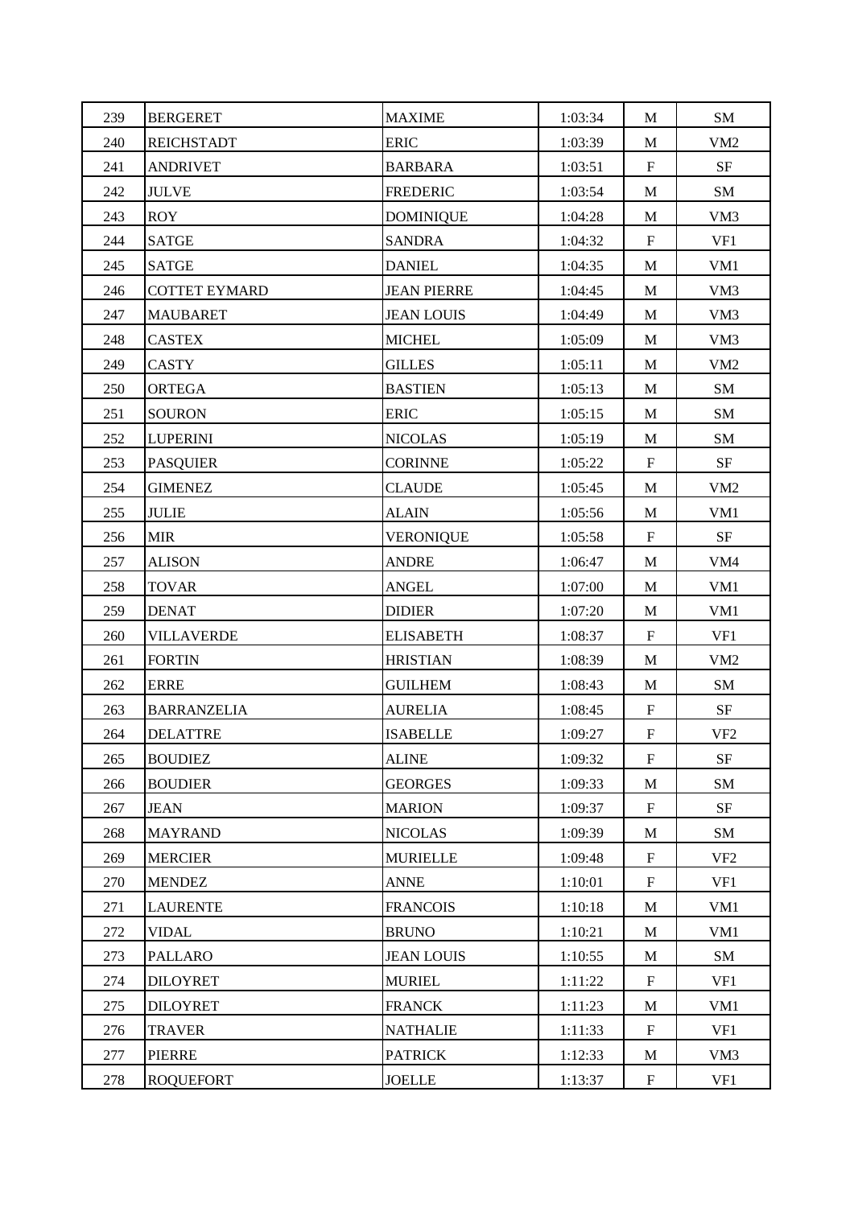| 239 | BERGERET | MAXIME | 1:03:34 | M | SM |
|---|---|---|---|---|---|
| 240 | REICHSTADT | ERIC | 1:03:39 | M | VM2 |
| 241 | ANDRIVET | BARBARA | 1:03:51 | F | SF |
| 242 | JULVE | FREDERIC | 1:03:54 | M | SM |
| 243 | ROY | DOMINIQUE | 1:04:28 | M | VM3 |
| 244 | SATGE | SANDRA | 1:04:32 | F | VF1 |
| 245 | SATGE | DANIEL | 1:04:35 | M | VM1 |
| 246 | COTTET EYMARD | JEAN PIERRE | 1:04:45 | M | VM3 |
| 247 | MAUBARET | JEAN LOUIS | 1:04:49 | M | VM3 |
| 248 | CASTEX | MICHEL | 1:05:09 | M | VM3 |
| 249 | CASTY | GILLES | 1:05:11 | M | VM2 |
| 250 | ORTEGA | BASTIEN | 1:05:13 | M | SM |
| 251 | SOURON | ERIC | 1:05:15 | M | SM |
| 252 | LUPERINI | NICOLAS | 1:05:19 | M | SM |
| 253 | PASQUIER | CORINNE | 1:05:22 | F | SF |
| 254 | GIMENEZ | CLAUDE | 1:05:45 | M | VM2 |
| 255 | JULIE | ALAIN | 1:05:56 | M | VM1 |
| 256 | MIR | VERONIQUE | 1:05:58 | F | SF |
| 257 | ALISON | ANDRE | 1:06:47 | M | VM4 |
| 258 | TOVAR | ANGEL | 1:07:00 | M | VM1 |
| 259 | DENAT | DIDIER | 1:07:20 | M | VM1 |
| 260 | VILLAVERDE | ELISABETH | 1:08:37 | F | VF1 |
| 261 | FORTIN | HRISTIAN | 1:08:39 | M | VM2 |
| 262 | ERRE | GUILHEM | 1:08:43 | M | SM |
| 263 | BARRANZELIA | AURELIA | 1:08:45 | F | SF |
| 264 | DELATTRE | ISABELLE | 1:09:27 | F | VF2 |
| 265 | BOUDIEZ | ALINE | 1:09:32 | F | SF |
| 266 | BOUDIER | GEORGES | 1:09:33 | M | SM |
| 267 | JEAN | MARION | 1:09:37 | F | SF |
| 268 | MAYRAND | NICOLAS | 1:09:39 | M | SM |
| 269 | MERCIER | MURIELLE | 1:09:48 | F | VF2 |
| 270 | MENDEZ | ANNE | 1:10:01 | F | VF1 |
| 271 | LAURENTE | FRANCOIS | 1:10:18 | M | VM1 |
| 272 | VIDAL | BRUNO | 1:10:21 | M | VM1 |
| 273 | PALLARO | JEAN LOUIS | 1:10:55 | M | SM |
| 274 | DILOYRET | MURIEL | 1:11:22 | F | VF1 |
| 275 | DILOYRET | FRANCK | 1:11:23 | M | VM1 |
| 276 | TRAVER | NATHALIE | 1:11:33 | F | VF1 |
| 277 | PIERRE | PATRICK | 1:12:33 | M | VM3 |
| 278 | ROQUEFORT | JOELLE | 1:13:37 | F | VF1 |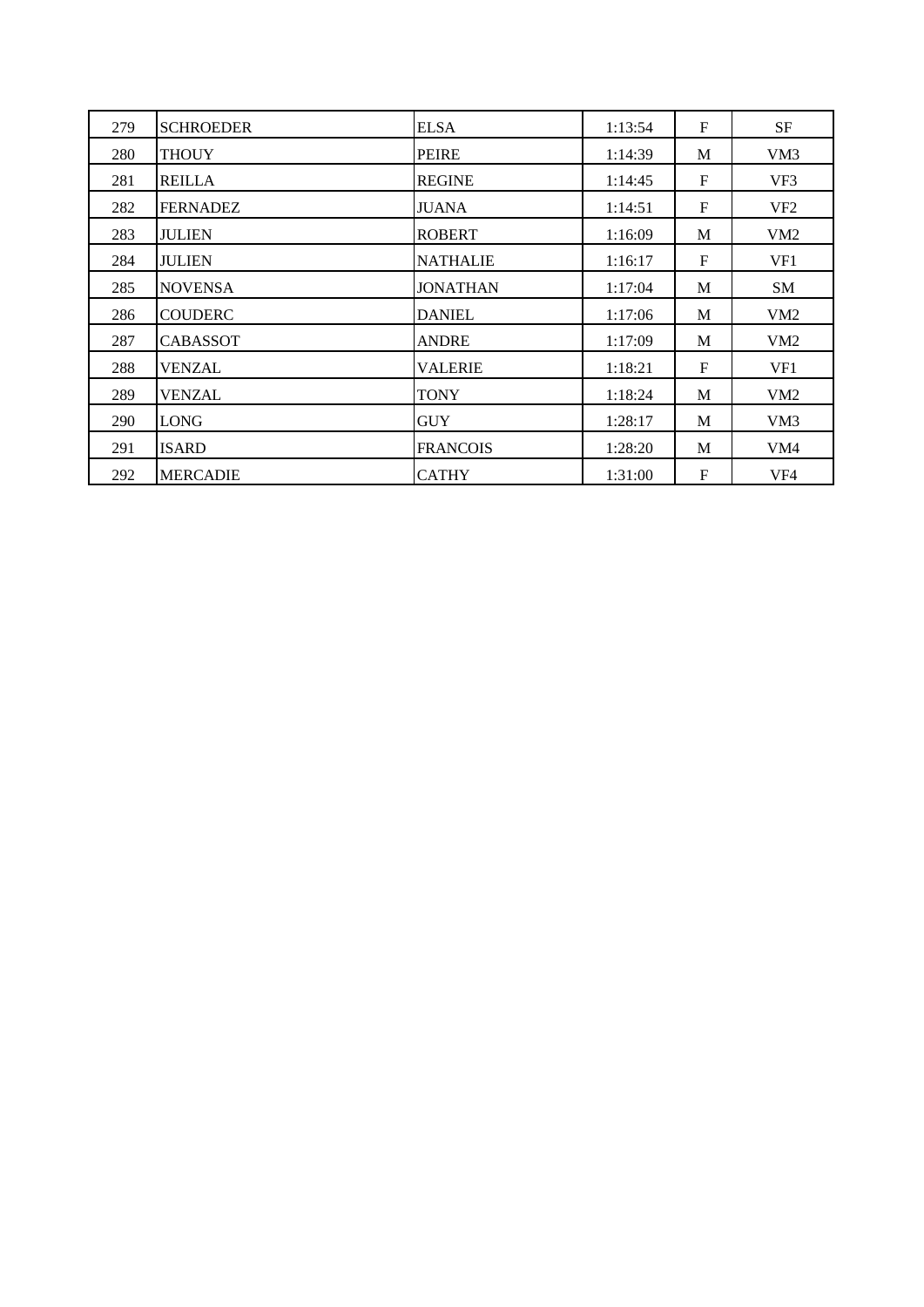| | | | | | |
|---|---|---|---|---|---|
| 279 | SCHROEDER | ELSA | 1:13:54 | F | SF |
| 280 | THOUY | PEIRE | 1:14:39 | M | VM3 |
| 281 | REILLA | REGINE | 1:14:45 | F | VF3 |
| 282 | FERNADEZ | JUANA | 1:14:51 | F | VF2 |
| 283 | JULIEN | ROBERT | 1:16:09 | M | VM2 |
| 284 | JULIEN | NATHALIE | 1:16:17 | F | VF1 |
| 285 | NOVENSA | JONATHAN | 1:17:04 | M | SM |
| 286 | COUDERC | DANIEL | 1:17:06 | M | VM2 |
| 287 | CABASSOT | ANDRE | 1:17:09 | M | VM2 |
| 288 | VENZAL | VALERIE | 1:18:21 | F | VF1 |
| 289 | VENZAL | TONY | 1:18:24 | M | VM2 |
| 290 | LONG | GUY | 1:28:17 | M | VM3 |
| 291 | ISARD | FRANCOIS | 1:28:20 | M | VM4 |
| 292 | MERCADIE | CATHY | 1:31:00 | F | VF4 |